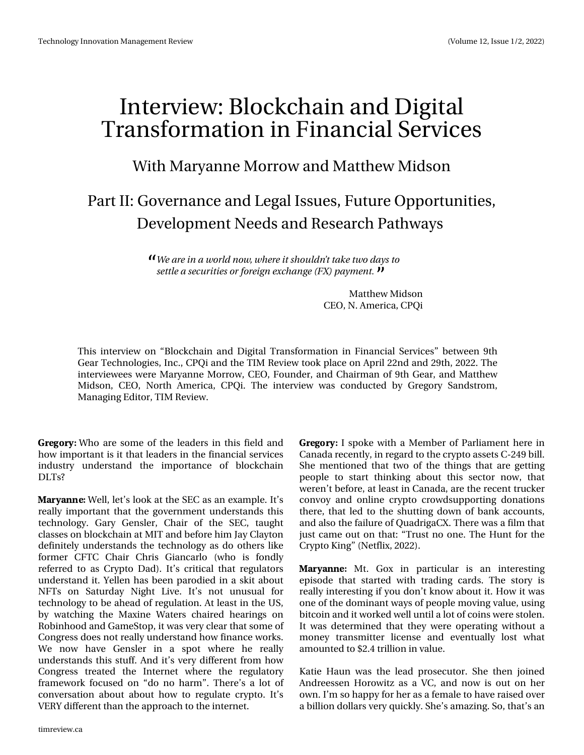# Interview: Blockchain and Digital Transformation in Financial Services

## With Maryanne Morrow and Matthew Midson

## Part II: Governance and Legal Issues, Future Opportunities, Development Needs and Research Pathways

> *"We are in a world now, where it shouldn't take two days to settle a securities or foreign exchange (FX) payment."*
>
> Matthew Midson
> CEO, N. America, CPQi

This interview on "Blockchain and Digital Transformation in Financial Services" between 9th Gear Technologies, Inc., CPQi and the TIM Review took place on April 22nd and 29th, 2022. The interviewees were Maryanne Morrow, CEO, Founder, and Chairman of 9th Gear, and Matthew Midson, CEO, North America, CPQi. The interview was conducted by Gregory Sandstrom, Managing Editor, TIM Review.

**Gregory:** Who are some of the leaders in this field and how important is it that leaders in the financial services industry understand the importance of blockchain DLTs?

**Maryanne:** Well, let's look at the SEC as an example. It's really important that the government understands this technology. Gary Gensler, Chair of the SEC, taught classes on blockchain at MIT and before him Jay Clayton definitely understands the technology as do others like former CFTC Chair Chris Giancarlo (who is fondly referred to as Crypto Dad). It's critical that regulators understand it. Yellen has been parodied in a skit about NFTs on Saturday Night Live. It's not unusual for technology to be ahead of regulation. At least in the US, by watching the Maxine Waters chaired hearings on Robinhood and GameStop, it was very clear that some of Congress does not really understand how finance works. We now have Gensler in a spot where he really understands this stuff. And it's very different from how Congress treated the Internet where the regulatory framework focused on "do no harm". There's a lot of conversation about about how to regulate crypto. It's VERY different than the approach to the internet.

**Gregory:** I spoke with a Member of Parliament here in Canada recently, in regard to the crypto assets C-249 bill. She mentioned that two of the things that are getting people to start thinking about this sector now, that weren't before, at least in Canada, are the recent trucker convoy and online crypto crowdsupporting donations there, that led to the shutting down of bank accounts, and also the failure of QuadrigaCX. There was a film that just came out on that: "Trust no one. The Hunt for the Crypto King" (Netflix, 2022).

**Maryanne:** Mt. Gox in particular is an interesting episode that started with trading cards. The story is really interesting if you don't know about it. How it was one of the dominant ways of people moving value, using bitcoin and it worked well until a lot of coins were stolen. It was determined that they were operating without a money transmitter license and eventually lost what amounted to $2.4 trillion in value.

Katie Haun was the lead prosecutor. She then joined Andreessen Horowitz as a VC, and now is out on her own. I'm so happy for her as a female to have raised over a billion dollars very quickly. She's amazing. So, that's an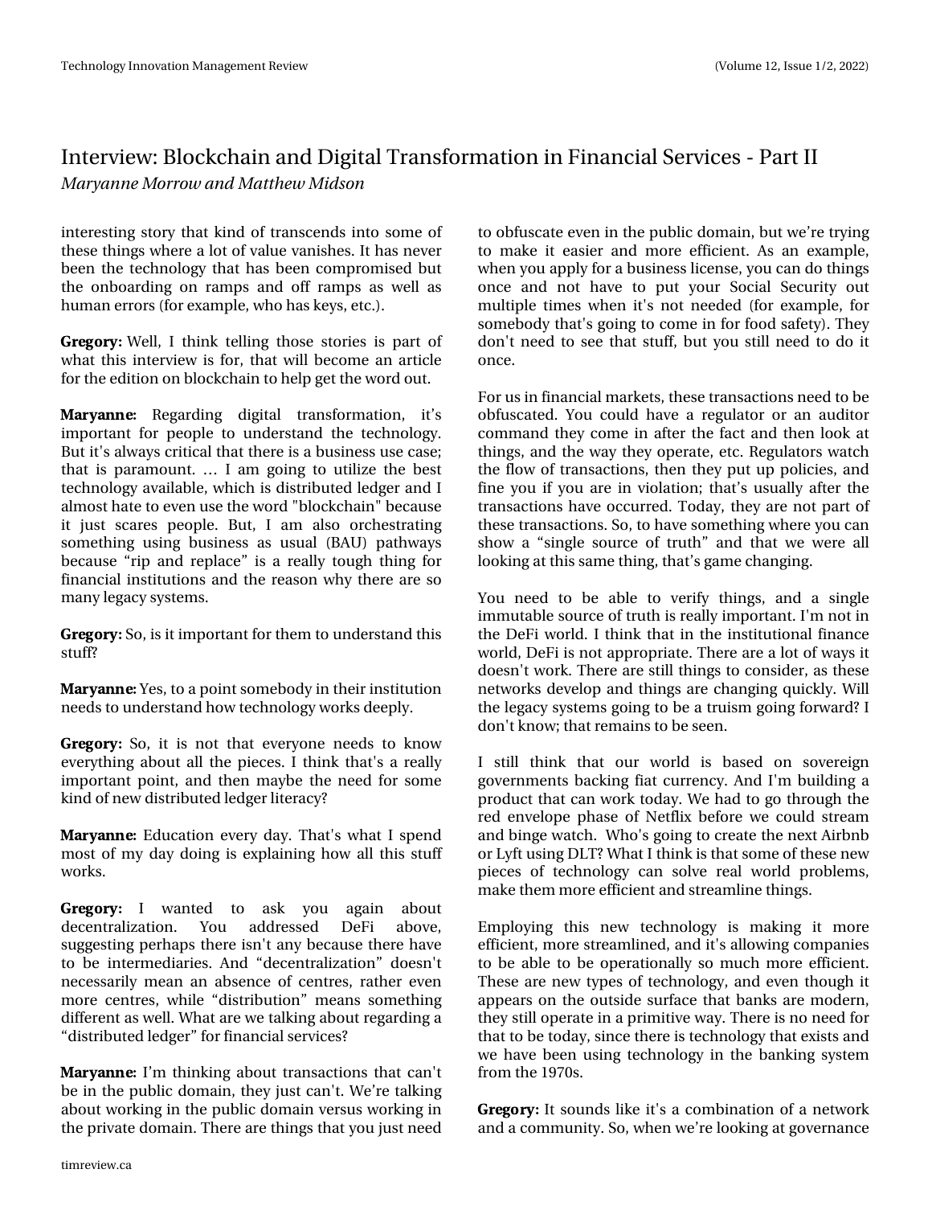interesting story that kind of transcends into some of these things where a lot of value vanishes. It has never been the technology that has been compromised but the onboarding on ramps and off ramps as well as human errors (for example, who has keys, etc.).

**Gregory:** Well, I think telling those stories is part of what this interview is for, that will become an article for the edition on blockchain to help get the word out.

**Maryanne:** Regarding digital transformation, it's important for people to understand the technology. But it's always critical that there is a business use case; that is paramount. … I am going to utilize the best technology available, which is distributed ledger and I almost hate to even use the word "blockchain" because it just scares people. But, I am also orchestrating something using business as usual (BAU) pathways because "rip and replace" is a really tough thing for financial institutions and the reason why there are so many legacy systems.

**Gregory:** So, is it important for them to understand this stuff?

**Maryanne:** Yes, to a point somebody in their institution needs to understand how technology works deeply.

**Gregory:** So, it is not that everyone needs to know everything about all the pieces. I think that's a really important point, and then maybe the need for some kind of new distributed ledger literacy?

**Maryanne:** Education every day. That's what I spend most of my day doing is explaining how all this stuff works.

**Gregory:** I wanted to ask you again about decentralization. You addressed DeFi above, suggesting perhaps there isn't any because there have to be intermediaries. And "decentralization" doesn't necessarily mean an absence of centres, rather even more centres, while "distribution" means something different as well. What are we talking about regarding a "distributed ledger" for financial services?

**Maryanne:** I'm thinking about transactions that can't be in the public domain, they just can't. We're talking about working in the public domain versus working in the private domain. There are things that you just need to obfuscate even in the public domain, but we're trying to make it easier and more efficient. As an example, when you apply for a business license, you can do things once and not have to put your Social Security out multiple times when it's not needed (for example, for somebody that's going to come in for food safety). They don't need to see that stuff, but you still need to do it once.

For us in financial markets, these transactions need to be obfuscated. You could have a regulator or an auditor command they come in after the fact and then look at things, and the way they operate, etc. Regulators watch the flow of transactions, then they put up policies, and fine you if you are in violation; that's usually after the transactions have occurred. Today, they are not part of these transactions. So, to have something where you can show a "single source of truth" and that we were all looking at this same thing, that's game changing.

You need to be able to verify things, and a single immutable source of truth is really important. I'm not in the DeFi world. I think that in the institutional finance world, DeFi is not appropriate. There are a lot of ways it doesn't work. There are still things to consider, as these networks develop and things are changing quickly. Will the legacy systems going to be a truism going forward? I don't know; that remains to be seen.

I still think that our world is based on sovereign governments backing fiat currency. And I'm building a product that can work today. We had to go through the red envelope phase of Netflix before we could stream and binge watch. Who's going to create the next Airbnb or Lyft using DLT? What I think is that some of these new pieces of technology can solve real world problems, make them more efficient and streamline things.

Employing this new technology is making it more efficient, more streamlined, and it's allowing companies to be able to be operationally so much more efficient. These are new types of technology, and even though it appears on the outside surface that banks are modern, they still operate in a primitive way. There is no need for that to be today, since there is technology that exists and we have been using technology in the banking system from the 1970s.

**Gregory:** It sounds like it's a combination of a network and a community. So, when we're looking at governance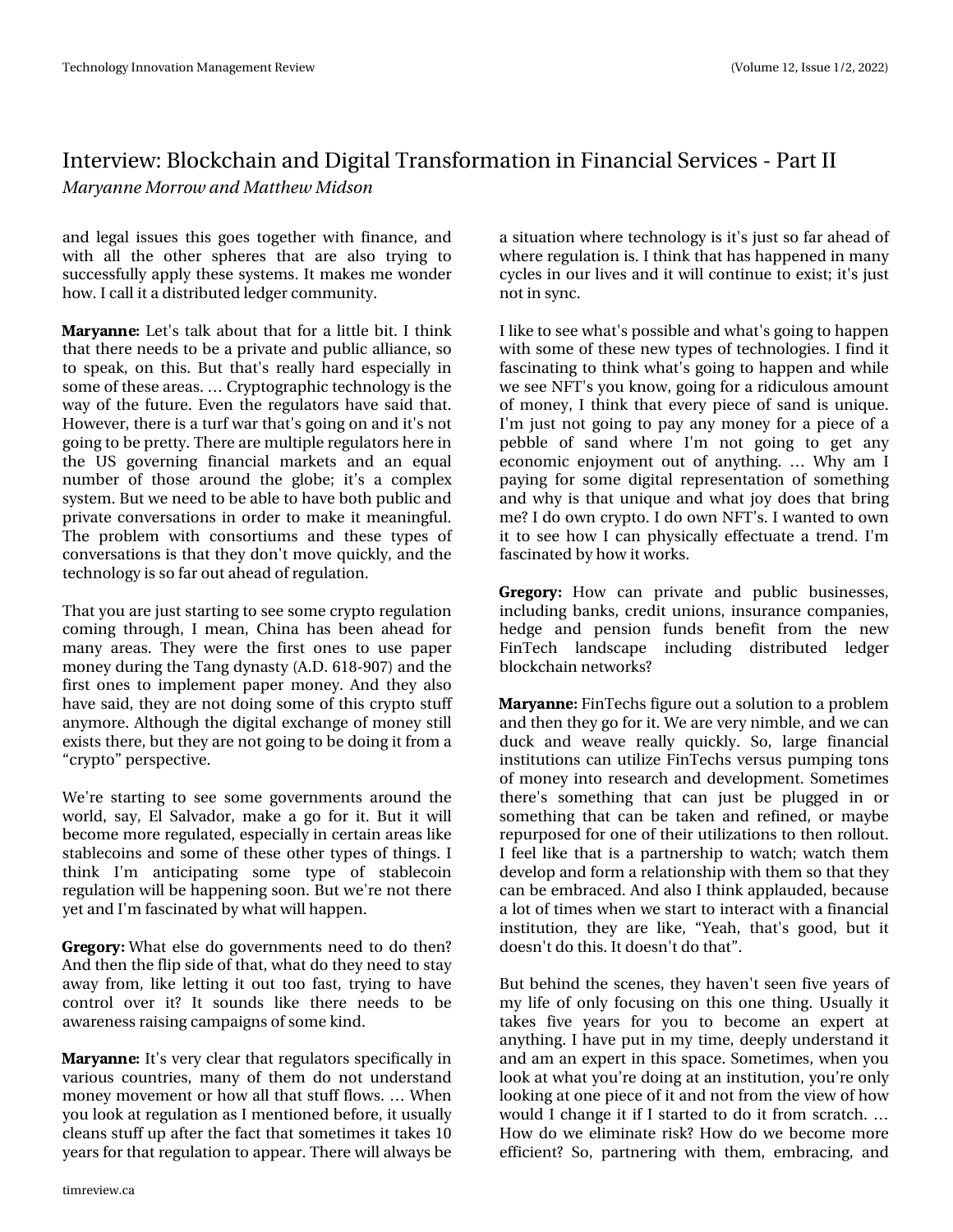and legal issues this goes together with finance, and with all the other spheres that are also trying to successfully apply these systems. It makes me wonder how. I call it a distributed ledger community.

**Maryanne:** Let's talk about that for a little bit. I think that there needs to be a private and public alliance, so to speak, on this. But that's really hard especially in some of these areas. … Cryptographic technology is the way of the future. Even the regulators have said that. However, there is a turf war that's going on and it's not going to be pretty. There are multiple regulators here in the US governing financial markets and an equal number of those around the globe; it's a complex system. But we need to be able to have both public and private conversations in order to make it meaningful. The problem with consortiums and these types of conversations is that they don't move quickly, and the technology is so far out ahead of regulation.

That you are just starting to see some crypto regulation coming through, I mean, China has been ahead for many areas. They were the first ones to use paper money during the Tang dynasty (A.D. 618-907) and the first ones to implement paper money. And they also have said, they are not doing some of this crypto stuff anymore. Although the digital exchange of money still exists there, but they are not going to be doing it from a "crypto" perspective.

We're starting to see some governments around the world, say, El Salvador, make a go for it. But it will become more regulated, especially in certain areas like stablecoins and some of these other types of things. I think I'm anticipating some type of stablecoin regulation will be happening soon. But we're not there yet and I'm fascinated by what will happen.

**Gregory:** What else do governments need to do then? And then the flip side of that, what do they need to stay away from, like letting it out too fast, trying to have control over it? It sounds like there needs to be awareness raising campaigns of some kind.

**Maryanne:** It's very clear that regulators specifically in various countries, many of them do not understand money movement or how all that stuff flows. … When you look at regulation as I mentioned before, it usually cleans stuff up after the fact that sometimes it takes 10 years for that regulation to appear. There will always be a situation where technology is it's just so far ahead of where regulation is. I think that has happened in many cycles in our lives and it will continue to exist; it's just not in sync.

I like to see what's possible and what's going to happen with some of these new types of technologies. I find it fascinating to think what's going to happen and while we see NFT's you know, going for a ridiculous amount of money, I think that every piece of sand is unique. I'm just not going to pay any money for a piece of a pebble of sand where I'm not going to get any economic enjoyment out of anything. … Why am I paying for some digital representation of something and why is that unique and what joy does that bring me? I do own crypto. I do own NFT's. I wanted to own it to see how I can physically effectuate a trend. I'm fascinated by how it works.

**Gregory:** How can private and public businesses, including banks, credit unions, insurance companies, hedge and pension funds benefit from the new FinTech landscape including distributed ledger blockchain networks?

**Maryanne:** FinTechs figure out a solution to a problem and then they go for it. We are very nimble, and we can duck and weave really quickly. So, large financial institutions can utilize FinTechs versus pumping tons of money into research and development. Sometimes there's something that can just be plugged in or something that can be taken and refined, or maybe repurposed for one of their utilizations to then rollout. I feel like that is a partnership to watch; watch them develop and form a relationship with them so that they can be embraced. And also I think applauded, because a lot of times when we start to interact with a financial institution, they are like, "Yeah, that's good, but it doesn't do this. It doesn't do that".

But behind the scenes, they haven't seen five years of my life of only focusing on this one thing. Usually it takes five years for you to become an expert at anything. I have put in my time, deeply understand it and am an expert in this space. Sometimes, when you look at what you're doing at an institution, you're only looking at one piece of it and not from the view of how would I change it if I started to do it from scratch. … How do we eliminate risk? How do we become more efficient? So, partnering with them, embracing, and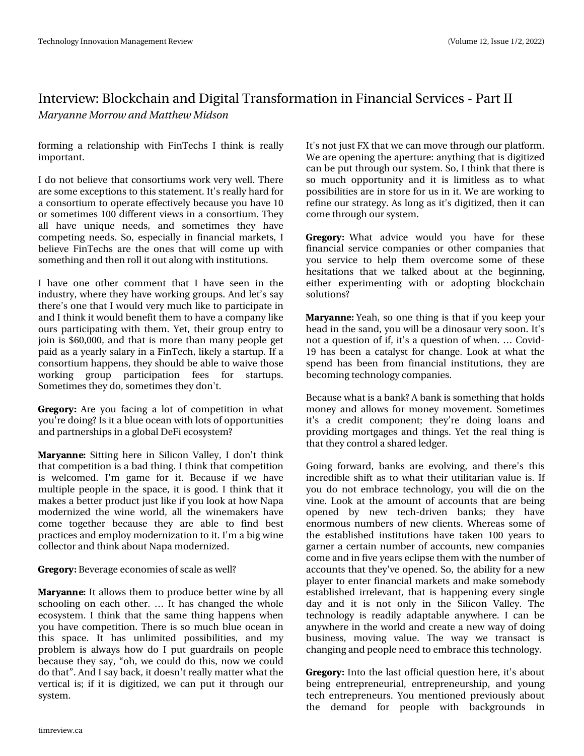forming a relationship with FinTechs I think is really important.

I do not believe that consortiums work very well. There are some exceptions to this statement. It's really hard for a consortium to operate effectively because you have 10 or sometimes 100 different views in a consortium. They all have unique needs, and sometimes they have competing needs. So, especially in financial markets, I believe FinTechs are the ones that will come up with something and then roll it out along with institutions.

I have one other comment that I have seen in the industry, where they have working groups. And let's say there's one that I would very much like to participate in and I think it would benefit them to have a company like ours participating with them. Yet, their group entry to join is $60,000, and that is more than many people get paid as a yearly salary in a FinTech, likely a startup. If a consortium happens, they should be able to waive those working group participation fees for startups. Sometimes they do, sometimes they don't.

**Gregory:** Are you facing a lot of competition in what you're doing? Is it a blue ocean with lots of opportunities and partnerships in a global DeFi ecosystem?

**Maryanne:** Sitting here in Silicon Valley, I don't think that competition is a bad thing. I think that competition is welcomed. I'm game for it. Because if we have multiple people in the space, it is good. I think that it makes a better product just like if you look at how Napa modernized the wine world, all the winemakers have come together because they are able to find best practices and employ modernization to it. I'm a big wine collector and think about Napa modernized.

**Gregory:** Beverage economies of scale as well?

**Maryanne:** It allows them to produce better wine by all schooling on each other. … It has changed the whole ecosystem. I think that the same thing happens when you have competition. There is so much blue ocean in this space. It has unlimited possibilities, and my problem is always how do I put guardrails on people because they say, "oh, we could do this, now we could do that". And I say back, it doesn't really matter what the vertical is; if it is digitized, we can put it through our system.

It's not just FX that we can move through our platform. We are opening the aperture: anything that is digitized can be put through our system. So, I think that there is so much opportunity and it is limitless as to what possibilities are in store for us in it. We are working to refine our strategy. As long as it's digitized, then it can come through our system.

**Gregory:** What advice would you have for these financial service companies or other companies that you service to help them overcome some of these hesitations that we talked about at the beginning, either experimenting with or adopting blockchain solutions?

**Maryanne:** Yeah, so one thing is that if you keep your head in the sand, you will be a dinosaur very soon. It's not a question of if, it's a question of when. … Covid-19 has been a catalyst for change. Look at what the spend has been from financial institutions, they are becoming technology companies.

Because what is a bank? A bank is something that holds money and allows for money movement. Sometimes it's a credit component; they're doing loans and providing mortgages and things. Yet the real thing is that they control a shared ledger.

Going forward, banks are evolving, and there's this incredible shift as to what their utilitarian value is. If you do not embrace technology, you will die on the vine. Look at the amount of accounts that are being opened by new tech-driven banks; they have enormous numbers of new clients. Whereas some of the established institutions have taken 100 years to garner a certain number of accounts, new companies come and in five years eclipse them with the number of accounts that they've opened. So, the ability for a new player to enter financial markets and make somebody established irrelevant, that is happening every single day and it is not only in the Silicon Valley. The technology is readily adaptable anywhere. I can be anywhere in the world and create a new way of doing business, moving value. The way we transact is changing and people need to embrace this technology.

**Gregory:** Into the last official question here, it's about being entrepreneurial, entrepreneurship, and young tech entrepreneurs. You mentioned previously about the demand for people with backgrounds in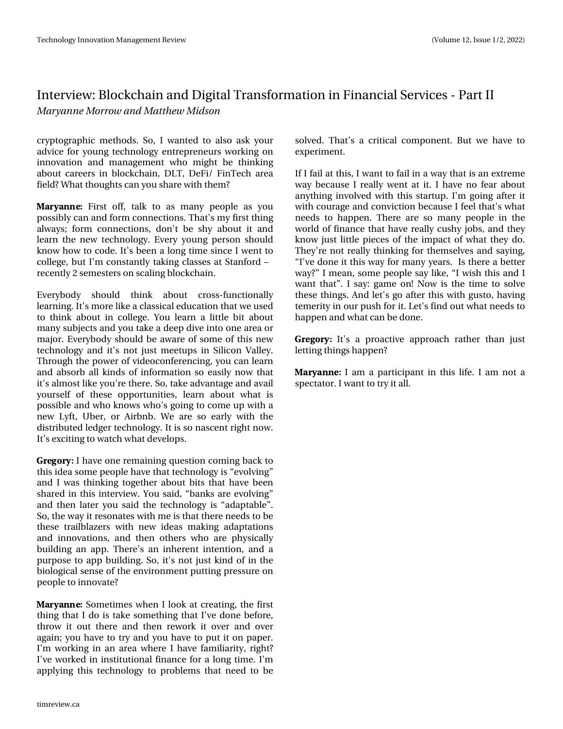cryptographic methods. So, I wanted to also ask your advice for young technology entrepreneurs working on innovation and management who might be thinking about careers in blockchain, DLT, DeFi/ FinTech area field? What thoughts can you share with them?

**Maryanne:** First off, talk to as many people as you possibly can and form connections. That's my first thing always; form connections, don't be shy about it and learn the new technology. Every young person should know how to code. It's been a long time since I went to college, but I'm constantly taking classes at Stanford – recently 2 semesters on scaling blockchain.

Everybody should think about cross-functionally learning. It's more like a classical education that we used to think about in college. You learn a little bit about many subjects and you take a deep dive into one area or major. Everybody should be aware of some of this new technology and it's not just meetups in Silicon Valley. Through the power of videoconferencing, you can learn and absorb all kinds of information so easily now that it's almost like you're there. So, take advantage and avail yourself of these opportunities, learn about what is possible and who knows who's going to come up with a new Lyft, Uber, or Airbnb. We are so early with the distributed ledger technology. It is so nascent right now. It's exciting to watch what develops.

**Gregory:** I have one remaining question coming back to this idea some people have that technology is "evolving" and I was thinking together about bits that have been shared in this interview. You said, "banks are evolving" and then later you said the technology is "adaptable". So, the way it resonates with me is that there needs to be these trailblazers with new ideas making adaptations and innovations, and then others who are physically building an app. There's an inherent intention, and a purpose to app building. So, it's not just kind of in the biological sense of the environment putting pressure on people to innovate?

**Maryanne:** Sometimes when I look at creating, the first thing that I do is take something that I've done before, throw it out there and then rework it over and over again; you have to try and you have to put it on paper. I'm working in an area where I have familiarity, right? I've worked in institutional finance for a long time. I'm applying this technology to problems that need to be solved. That's a critical component. But we have to experiment.

If I fail at this, I want to fail in a way that is an extreme way because I really went at it. I have no fear about anything involved with this startup. I'm going after it with courage and conviction because I feel that's what needs to happen. There are so many people in the world of finance that have really cushy jobs, and they know just little pieces of the impact of what they do. They're not really thinking for themselves and saying, "I've done it this way for many years. Is there a better way?" I mean, some people say like, "I wish this and I want that". I say: game on! Now is the time to solve these things. And let's go after this with gusto, having temerity in our push for it. Let's find out what needs to happen and what can be done.

**Gregory:** It's a proactive approach rather than just letting things happen?

**Maryanne:** I am a participant in this life. I am not a spectator. I want to try it all.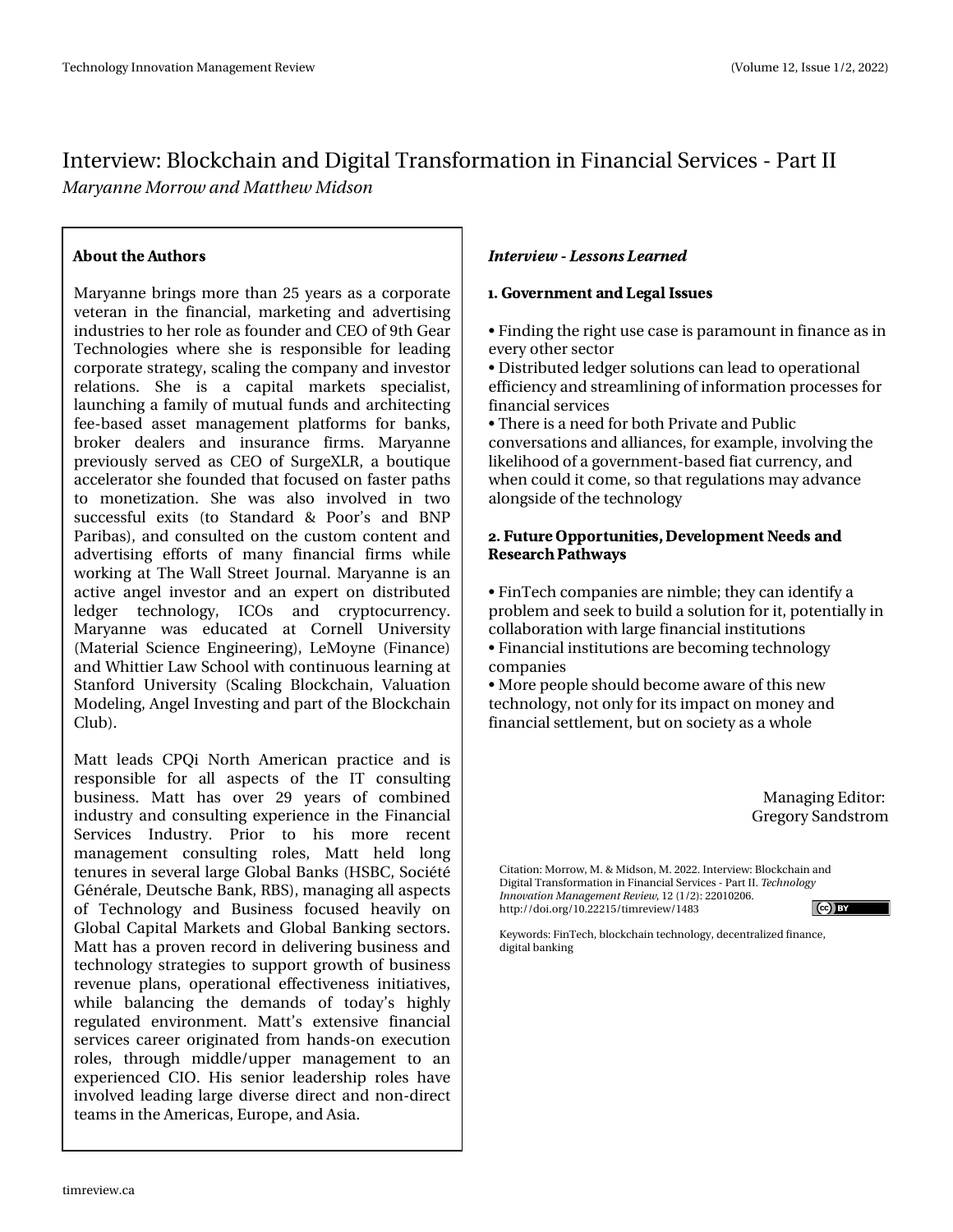# Interview: Blockchain and Digital Transformation in Financial Services - Part II

*Maryanne Morrow and Matthew Midson*

### About the Authors

Maryanne brings more than 25 years as a corporate veteran in the financial, marketing and advertising industries to her role as founder and CEO of 9th Gear Technologies where she is responsible for leading corporate strategy, scaling the company and investor relations. She is a capital markets specialist, launching a family of mutual funds and architecting fee-based asset management platforms for banks, broker dealers and insurance firms. Maryanne previously served as CEO of SurgeXLR, a boutique accelerator she founded that focused on faster paths to monetization. She was also involved in two successful exits (to Standard & Poor's and BNP Paribas), and consulted on the custom content and advertising efforts of many financial firms while working at The Wall Street Journal. Maryanne is an active angel investor and an expert on distributed ledger technology, ICOs and cryptocurrency. Maryanne was educated at Cornell University (Material Science Engineering), LeMoyne (Finance) and Whittier Law School with continuous learning at Stanford University (Scaling Blockchain, Valuation Modeling, Angel Investing and part of the Blockchain Club).

Matt leads CPQi North American practice and is responsible for all aspects of the IT consulting business. Matt has over 29 years of combined industry and consulting experience in the Financial Services Industry. Prior to his more recent management consulting roles, Matt held long tenures in several large Global Banks (HSBC, Société Générale, Deutsche Bank, RBS), managing all aspects of Technology and Business focused heavily on Global Capital Markets and Global Banking sectors. Matt has a proven record in delivering business and technology strategies to support growth of business revenue plans, operational effectiveness initiatives, while balancing the demands of today's highly regulated environment. Matt's extensive financial services career originated from hands-on execution roles, through middle/upper management to an experienced CIO. His senior leadership roles have involved leading large diverse direct and non-direct teams in the Americas, Europe, and Asia.

### *Interview - Lessons Learned*

**1. Government and Legal Issues**

- Finding the right use case is paramount in finance as in every other sector
- Distributed ledger solutions can lead to operational efficiency and streamlining of information processes for financial services
- There is a need for both Private and Public conversations and alliances, for example, involving the likelihood of a government-based fiat currency, and when could it come, so that regulations may advance alongside of the technology

**2. Future Opportunities, Development Needs and Research Pathways**

- FinTech companies are nimble; they can identify a problem and seek to build a solution for it, potentially in collaboration with large financial institutions
- Financial institutions are becoming technology companies
- More people should become aware of this new technology, not only for its impact on money and financial settlement, but on society as a whole

Managing Editor:
Gregory Sandstrom

Citation: Morrow, M. & Midson, M. 2022. Interview: Blockchain and Digital Transformation in Financial Services - Part II. *Technology Innovation Management Review*, 12 (1/2): 22010206. http://doi.org/10.22215/timreview/1483

Keywords: FinTech, blockchain technology, decentralized finance, digital banking